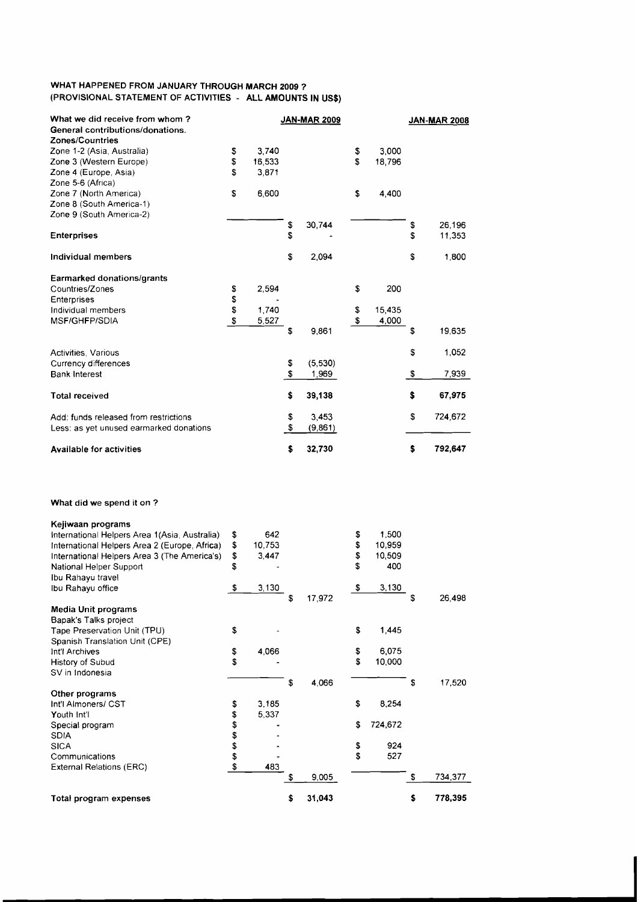### WHAT HAPPENED FROM JANUARY THROUGH MARCH 2009 ?
### (PROVISIONAL STATEMENT OF ACTIVITIES - ALL AMOUNTS IN US$)

| What we did receive from whom ? | | JAN-MAR 2009 | | JAN-MAR 2008 |
|---|---|---|---|---|
| **General contributions/donations.** | | | | |
| **Zones/Countries** | | | | |
| Zone 1-2 (Asia, Australia) | $ 3,740 | | $ 3,000 | |
| Zone 3 (Western Europe) | $ 16,533 | | $ 18,796 | |
| Zone 4 (Europe, Asia) | $ 3,871 | | | |
| Zone 5-6 (Africa) | | | | |
| Zone 7 (North America) | $ 6,600 | | $ 4,400 | |
| Zone 8 (South America-1) | | | | |
| Zone 9 (South America-2) | | | | |
| | | $ 30,744 | | $ 26,196 |
| **Enterprises** | | $ - | | $ 11,353 |
| **Individual members** | | $ 2,094 | | $ 1,800 |
| **Earmarked donations/grants** | | | | |
| Countries/Zones | $ 2,594 | | $ 200 | |
| Enterprises | $ - | | | |
| Individual members | $ 1,740 | | $ 15,435 | |
| MSF/GHFP/SDIA | $ 5,527 | | $ 4,000 | |
| | | $ 9,861 | | $ 19,635 |
| Activities, Various | | | | $ 1,052 |
| Currency differences | | $ (5,530) | | |
| Bank Interest | | $ 1,969 | | $ 7,939 |
| **Total received** | | **$ 39,138** | | **$ 67,975** |
| Add: funds released from restrictions | | $ 3,453 | | $ 724,672 |
| Less: as yet unused earmarked donations | | $ (9,861) | | |
| **Available for activities** | | **$ 32,730** | | **$ 792,647** |

### What did we spend it on ?

| | | | | |
|---|---|---|---|---|
| **Kejiwaan programs** | | | | |
| International Helpers Area 1(Asia, Australia) | $ 642 | | $ 1,500 | |
| International Helpers Area 2 (Europe, Africa) | $ 10,753 | | $ 10,959 | |
| International Helpers Area 3 (The America's) | $ 3,447 | | $ 10,509 | |
| National Helper Support | $ - | | $ 400 | |
| Ibu Rahayu travel | | | | |
| Ibu Rahayu office | $ 3,130 | | $ 3,130 | |
| | | $ 17,972 | | $ 26,498 |
| **Media Unit programs** | | | | |
| Bapak's Talks project | | | | |
| Tape Preservation Unit (TPU) | $ - | | $ 1,445 | |
| Spanish Translation Unit (CPE) | | | | |
| Int'l Archives | $ 4,066 | | $ 6,075 | |
| History of Subud | $ - | | $ 10,000 | |
| SV in Indonesia | | | | |
| | | $ 4,066 | | $ 17,520 |
| **Other programs** | | | | |
| Int'l Almoners/ CST | $ 3,185 | | $ 8,254 | |
| Youth Int'l | $ 5,337 | | | |
| Special program | $ - | | $ 724,672 | |
| SDIA | $ - | | | |
| SICA | $ - | | $ 924 | |
| Communications | $ - | | $ 527 | |
| External Relations (ERC) | $ 483 | | | |
| | | $ 9,005 | | $ 734,377 |
| **Total program expenses** | | **$ 31,043** | | **$ 778,395** |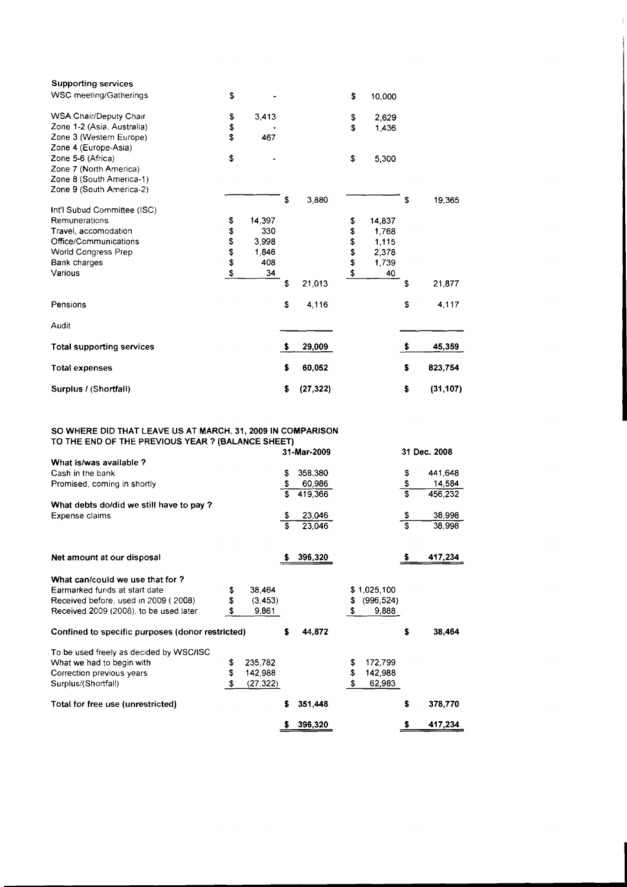| | | | | |
|---|---|---|---|---|
| **Supporting services** | | | | |
| WSC meeting/Gatherings | $ - | | $ 10,000 | |
| WSA Chair/Deputy Chair | $ 3,413 | | $ 2,629 | |
| Zone 1-2 (Asia, Australia) | $ - | | $ 1,436 | |
| Zone 3 (Western Europe) | $ 467 | | | |
| Zone 4 (Europe-Asia) | | | | |
| Zone 5-6 (Africa) | $ - | | $ 5,300 | |
| Zone 7 (North America) | | | | |
| Zone 8 (South America-1) | | | | |
| Zone 9 (South America-2) | | | | |
| | | $ 3,880 | | $ 19,365 |
| Int'l Subud Committee (ISC) | | | | |
| Remunerations | $ 14,397 | | $ 14,837 | |
| Travel, accomodation | $ 330 | | $ 1,768 | |
| Office/Communications | $ 3,998 | | $ 1,115 | |
| World Congress Prep. | $ 1,846 | | $ 2,378 | |
| Bank charges | $ 408 | | $ 1,739 | |
| Various | $ 34 | | $ 40 | |
| | | $ 21,013 | | $ 21,877 |
| Pensions | | $ 4,116 | | $ 4,117 |
| Audit | | | | |
| **Total supporting services** | | **$ 29,009** | | **$ 45,359** |
| **Total expenses** | | **$ 60,052** | | **$ 823,754** |
| **Surplus / (Shortfall)** | | **$ (27,322)** | | **$ (31,107)** |

**SO WHERE DID THAT LEAVE US AT MARCH. 31, 2009 IN COMPARISON TO THE END OF THE PREVIOUS YEAR ? (BALANCE SHEET)**

| | | 31-Mar-2009 | | 31 Dec. 2008 |
|---|---|---|---|---|
| **What is/was available ?** | | | | |
| Cash in the bank | | $ 358,380 | | $ 441,648 |
| Promised, coming in shortly | | $ 60,986 | | $ 14,584 |
| | | $ 419,366 | | $ 456,232 |
| **What debts do/did we still have to pay ?** | | | | |
| Expense claims | | $ 23,046 | | $ 38,998 |
| | | $ 23,046 | | $ 38,998 |
| **Net amount at our disposal** | | **$ 396,320** | | **$ 417,234** |
| **What can/could we use that for ?** | | | | |
| Earmarked funds at start date | $ 38,464 | | $ 1,025,100 | |
| Received before, used in 2009 ( 2008) | $ (3,453) | | $ (996,524) | |
| Received 2009 (2008), to be used later | $ 9,861 | | $ 9,888 | |
| **Confined to specific purposes (donor restricted)** | | **$ 44,872** | | **$ 38,464** |
| To be used freely as decided by WSC/ISC | | | | |
| What we had to begin with | $ 235,782 | | $ 172,799 | |
| Correction previous years | $ 142,988 | | $ 142,988 | |
| Surplus/(Shortfall) | $ (27,322) | | $ 62,983 | |
| **Total for free use (unrestricted)** | | **$ 351,448** | | **$ 378,770** |
| | | **$ 396,320** | | **$ 417,234** |